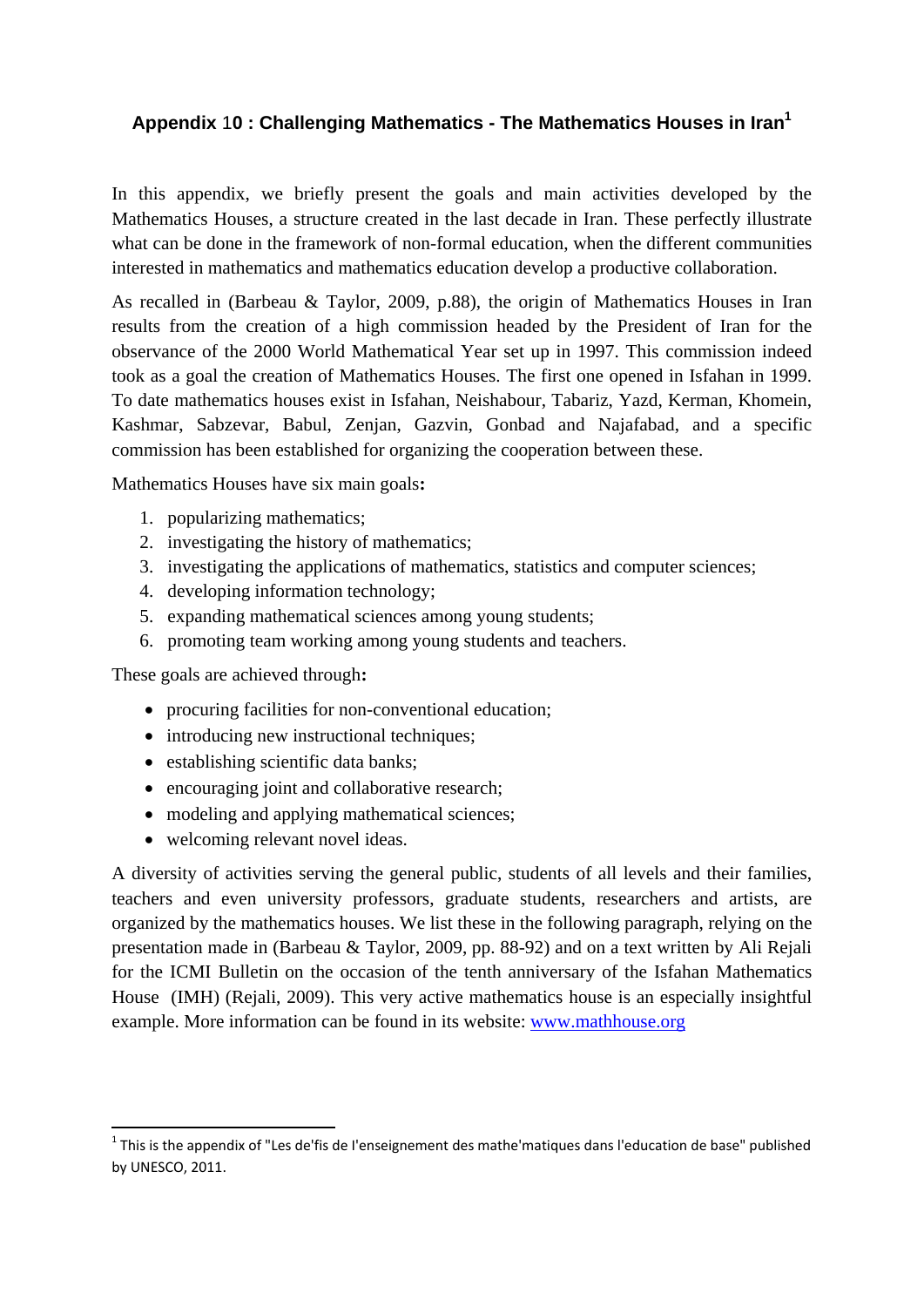### Appendix 10 : Challenging Mathematics - The Mathematics Houses in Iran[1]

In this appendix, we briefly present the goals and main activities developed by the Mathematics Houses, a structure created in the last decade in Iran. These perfectly illustrate what can be done in the framework of non-formal education, when the different communities interested in mathematics and mathematics education develop a productive collaboration.

As recalled in (Barbeau & Taylor, 2009, p.88), the origin of Mathematics Houses in Iran results from the creation of a high commission headed by the President of Iran for the observance of the 2000 World Mathematical Year set up in 1997. This commission indeed took as a goal the creation of Mathematics Houses. The first one opened in Isfahan in 1999. To date mathematics houses exist in Isfahan, Neishabour, Tabariz, Yazd, Kerman, Khomein, Kashmar, Sabzevar, Babul, Zenjan, Gazvin, Gonbad and Najafabad, and a specific commission has been established for organizing the cooperation between these.

Mathematics Houses have six main goals**:**

1. popularizing mathematics;
2. investigating the history of mathematics;
3. investigating the applications of mathematics, statistics and computer sciences;
4. developing information technology;
5. expanding mathematical sciences among young students;
6. promoting team working among young students and teachers.

These goals are achieved through**:**

- procuring facilities for non-conventional education;
- introducing new instructional techniques;
- establishing scientific data banks;
- encouraging joint and collaborative research;
- modeling and applying mathematical sciences;
- welcoming relevant novel ideas.

A diversity of activities serving the general public, students of all levels and their families, teachers and even university professors, graduate students, researchers and artists, are organized by the mathematics houses. We list these in the following paragraph, relying on the presentation made in (Barbeau & Taylor, 2009, pp. 88-92) and on a text written by Ali Rejali for the ICMI Bulletin on the occasion of the tenth anniversary of the Isfahan Mathematics House (IMH) (Rejali, 2009). This very active mathematics house is an especially insightful example. More information can be found in its website: [www.mathhouse.org](http://www.mathhouse.org)

[1] This is the appendix of "Les de'fis de l'enseignement des mathe'matiques dans l'education de base" published by UNESCO, 2011.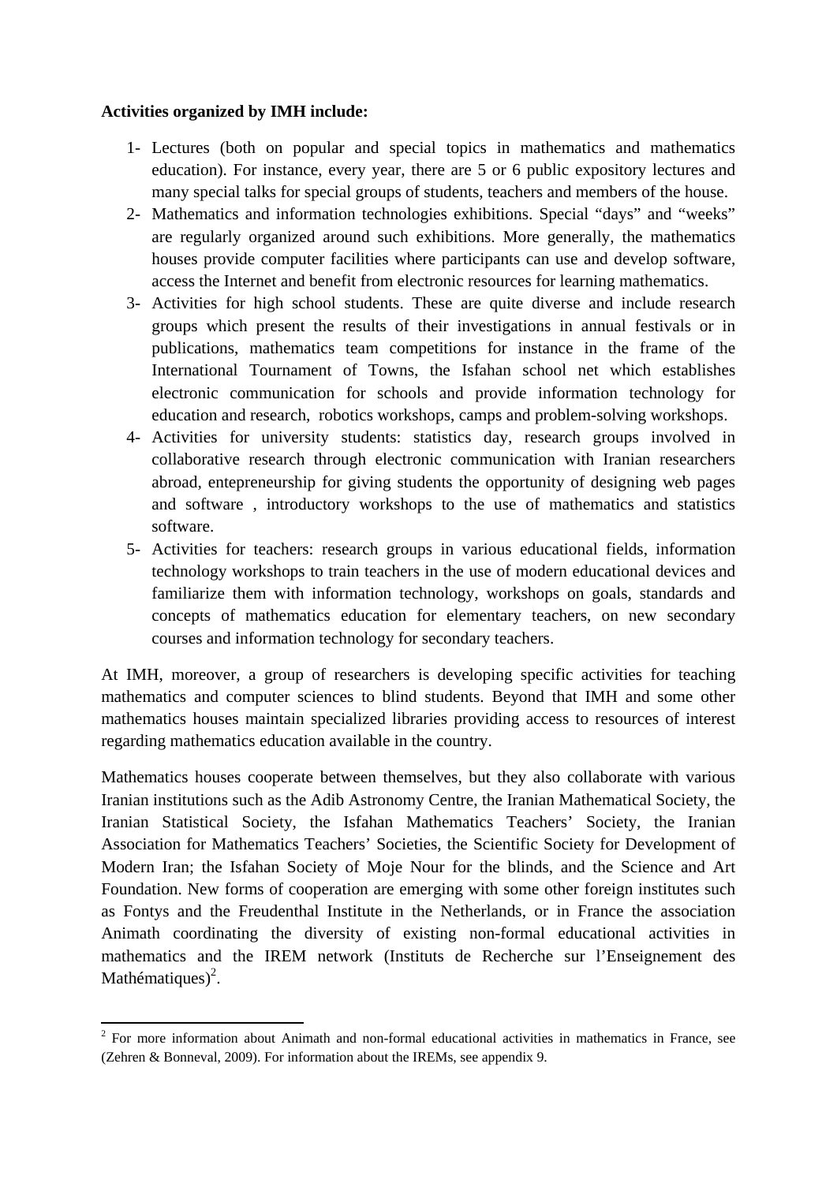**Activities organized by IMH include:**

1- Lectures (both on popular and special topics in mathematics and mathematics education). For instance, every year, there are 5 or 6 public expository lectures and many special talks for special groups of students, teachers and members of the house.

2- Mathematics and information technologies exhibitions. Special "days" and "weeks" are regularly organized around such exhibitions. More generally, the mathematics houses provide computer facilities where participants can use and develop software, access the Internet and benefit from electronic resources for learning mathematics.

3- Activities for high school students. These are quite diverse and include research groups which present the results of their investigations in annual festivals or in publications, mathematics team competitions for instance in the frame of the International Tournament of Towns, the Isfahan school net which establishes electronic communication for schools and provide information technology for education and research, robotics workshops, camps and problem-solving workshops.

4- Activities for university students: statistics day, research groups involved in collaborative research through electronic communication with Iranian researchers abroad, entepreneurship for giving students the opportunity of designing web pages and software , introductory workshops to the use of mathematics and statistics software.

5- Activities for teachers: research groups in various educational fields, information technology workshops to train teachers in the use of modern educational devices and familiarize them with information technology, workshops on goals, standards and concepts of mathematics education for elementary teachers, on new secondary courses and information technology for secondary teachers.

At IMH, moreover, a group of researchers is developing specific activities for teaching mathematics and computer sciences to blind students. Beyond that IMH and some other mathematics houses maintain specialized libraries providing access to resources of interest regarding mathematics education available in the country.

Mathematics houses cooperate between themselves, but they also collaborate with various Iranian institutions such as the Adib Astronomy Centre, the Iranian Mathematical Society, the Iranian Statistical Society, the Isfahan Mathematics Teachers' Society, the Iranian Association for Mathematics Teachers' Societies, the Scientific Society for Development of Modern Iran; the Isfahan Society of Moje Nour for the blinds, and the Science and Art Foundation. New forms of cooperation are emerging with some other foreign institutes such as Fontys and the Freudenthal Institute in the Netherlands, or in France the association Animath coordinating the diversity of existing non-formal educational activities in mathematics and the IREM network (Instituts de Recherche sur l'Enseignement des Mathématiques)[2].

---

[2] For more information about Animath and non-formal educational activities in mathematics in France, see (Zehren & Bonneval, 2009). For information about the IREMs, see appendix 9.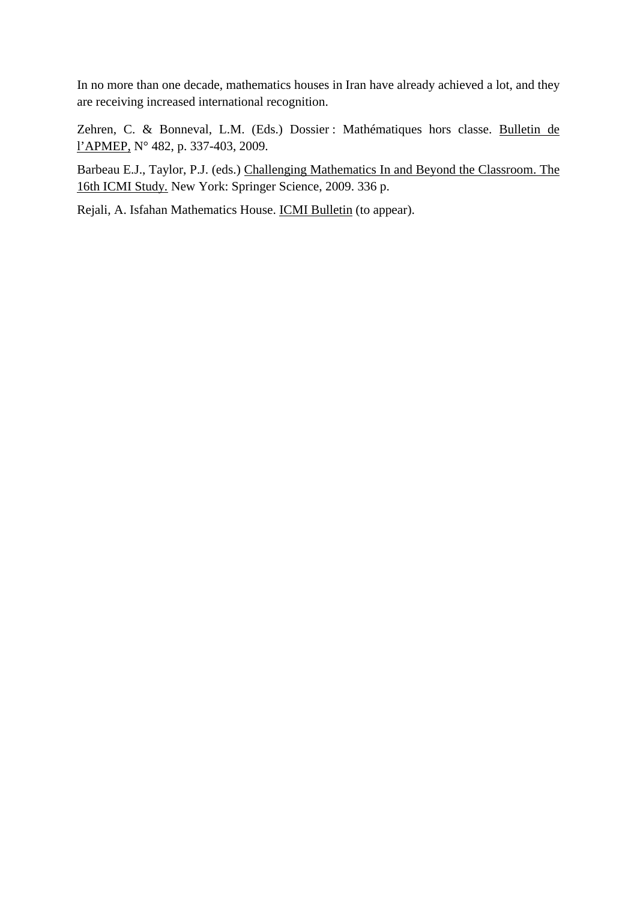In no more than one decade, mathematics houses in Iran have already achieved a lot, and they are receiving increased international recognition.

Zehren, C. & Bonneval, L.M. (Eds.) Dossier : Mathématiques hors classe. Bulletin de l'APMEP, N° 482, p. 337-403, 2009.

Barbeau E.J., Taylor, P.J. (eds.) Challenging Mathematics In and Beyond the Classroom. The 16th ICMI Study. New York: Springer Science, 2009. 336 p.

Rejali, A. Isfahan Mathematics House. ICMI Bulletin (to appear).